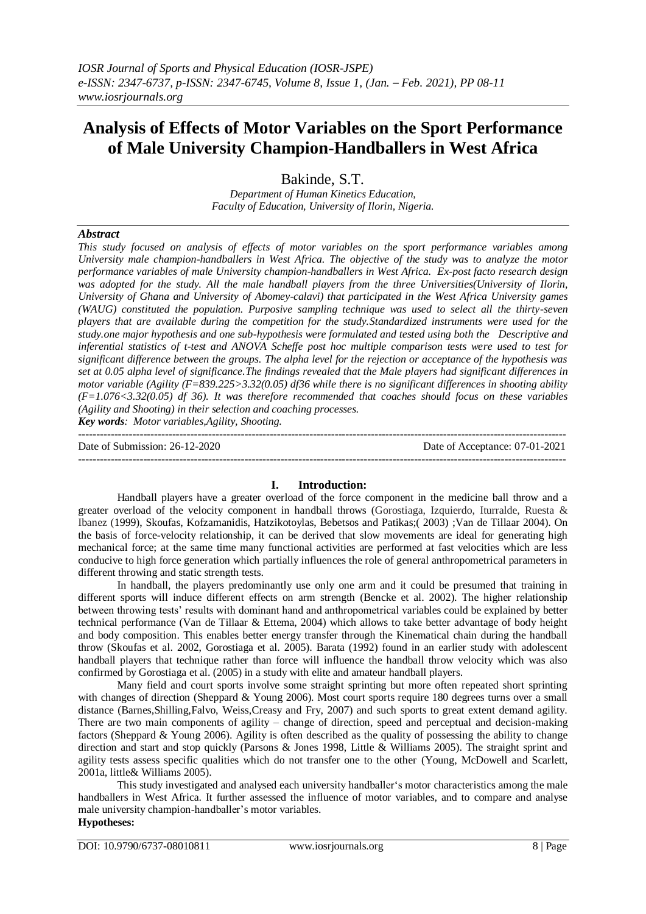# Analysis of Effects of Motor Variables on the Sport Performance of Male University Champion-Handballers in West Africa

Bakinde, S.T.

*Department of Human Kinetics Education, Faculty of Education, University of Ilorin, Nigeria.*

***Abstract***

*This study focused on analysis of effects of motor variables on the sport performance variables among University male champion-handballers in West Africa. The objective of the study was to analyze the motor performance variables of male University champion-handballers in West Africa. Ex-post facto research design was adopted for the study. All the male handball players from the three Universities(University of Ilorin, University of Ghana and University of Abomey-calavi) that participated in the West Africa University games (WAUG) constituted the population. Purposive sampling technique was used to select all the thirty-seven players that are available during the competition for the study.Standardized instruments were used for the study.one major hypothesis and one sub-hypothesis were formulated and tested using both the Descriptive and inferential statistics of t-test and ANOVA Scheffe post hoc multiple comparison tests were used to test for significant difference between the groups. The alpha level for the rejection or acceptance of the hypothesis was set at 0.05 alpha level of significance.The findings revealed that the Male players had significant differences in motor variable (Agility (F=839.225>3.32(0.05) df36 while there is no significant differences in shooting ability (F=1.076<3.32(0.05) df 36). It was therefore recommended that coaches should focus on these variables (Agility and Shooting) in their selection and coaching processes.*

***Key words****: Motor variables,Agility, Shooting.*

---

Date of Submission: 26-12-2020 Date of Acceptance: 07-01-2021

---

## I. Introduction:

Handball players have a greater overload of the force component in the medicine ball throw and a greater overload of the velocity component in handball throws (Gorostiaga, Izquierdo, Iturralde, Ruesta & Ibanez (1999), Skoufas, Kofzamanidis, Hatzikotoylas, Bebetsos and Patikas;( 2003) ;Van de Tillaar 2004). On the basis of force-velocity relationship, it can be derived that slow movements are ideal for generating high mechanical force; at the same time many functional activities are performed at fast velocities which are less conducive to high force generation which partially influences the role of general anthropometrical parameters in different throwing and static strength tests.

In handball, the players predominantly use only one arm and it could be presumed that training in different sports will induce different effects on arm strength (Bencke et al. 2002). The higher relationship between throwing tests' results with dominant hand and anthropometrical variables could be explained by better technical performance (Van de Tillaar & Ettema, 2004) which allows to take better advantage of body height and body composition. This enables better energy transfer through the Kinematical chain during the handball throw (Skoufas et al. 2002, Gorostiaga et al. 2005). Barata (1992) found in an earlier study with adolescent handball players that technique rather than force will influence the handball throw velocity which was also confirmed by Gorostiaga et al. (2005) in a study with elite and amateur handball players.

Many field and court sports involve some straight sprinting but more often repeated short sprinting with changes of direction (Sheppard & Young 2006). Most court sports require 180 degrees turns over a small distance (Barnes,Shilling,Falvo, Weiss,Creasy and Fry, 2007) and such sports to great extent demand agility. There are two main components of agility – change of direction, speed and perceptual and decision-making factors (Sheppard & Young 2006). Agility is often described as the quality of possessing the ability to change direction and start and stop quickly (Parsons & Jones 1998, Little & Williams 2005). The straight sprint and agility tests assess specific qualities which do not transfer one to the other (Young, McDowell and Scarlett, 2001a, little& Williams 2005).

This study investigated and analysed each university handballer's motor characteristics among the male handballers in West Africa. It further assessed the influence of motor variables, and to compare and analyse male university champion-handballer's motor variables.

**Hypotheses:**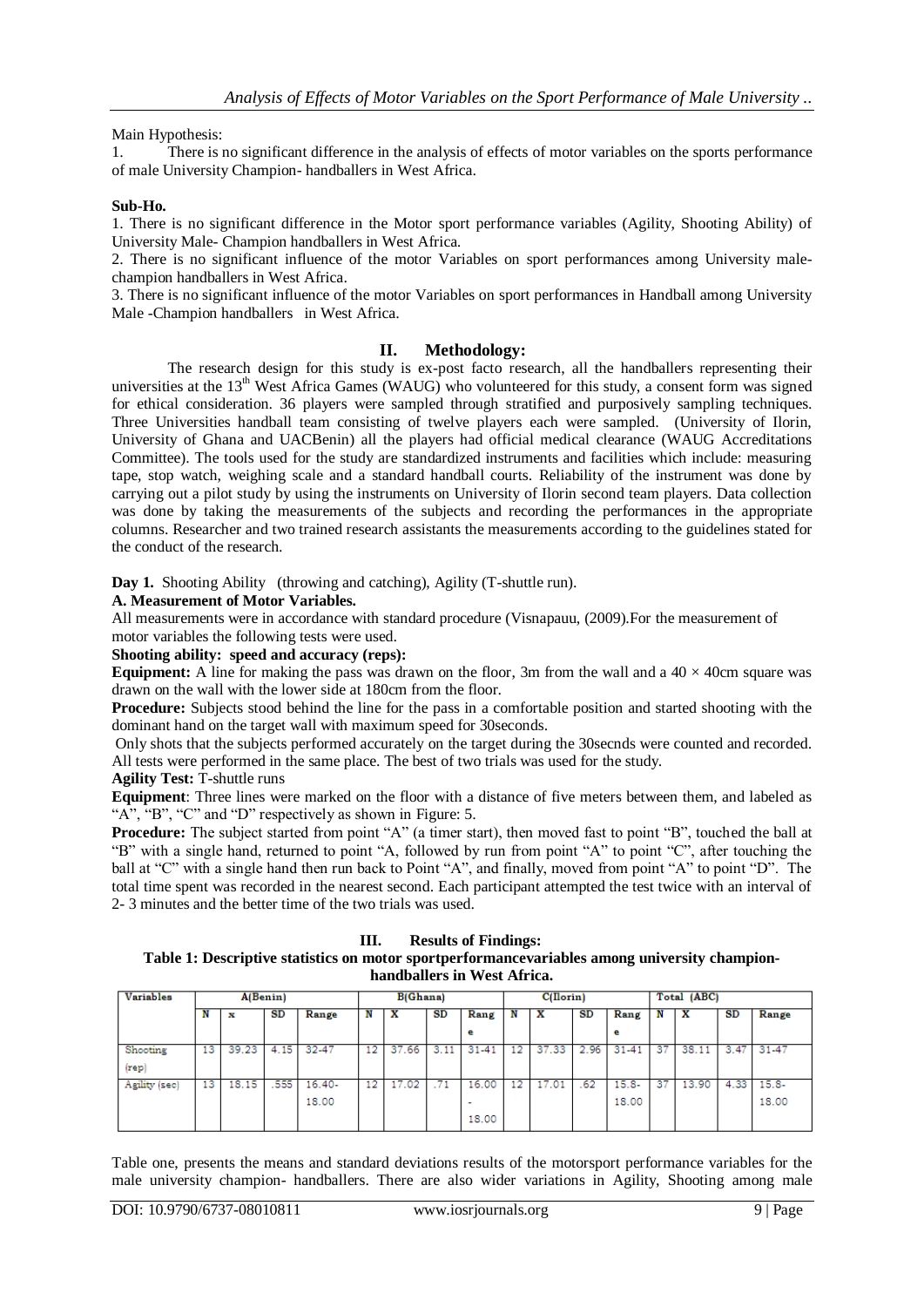Main Hypothesis:

1. There is no significant difference in the analysis of effects of motor variables on the sports performance of male University Champion- handballers in West Africa.

**Sub-Ho.**

1. There is no significant difference in the Motor sport performance variables (Agility, Shooting Ability) of University Male- Champion handballers in West Africa.
2. There is no significant influence of the motor Variables on sport performances among University male-champion handballers in West Africa.
3. There is no significant influence of the motor Variables on sport performances in Handball among University Male -Champion handballers in West Africa.

## II. Methodology:

The research design for this study is ex-post facto research, all the handballers representing their universities at the 13th West Africa Games (WAUG) who volunteered for this study, a consent form was signed for ethical consideration. 36 players were sampled through stratified and purposively sampling techniques. Three Universities handball team consisting of twelve players each were sampled. (University of Ilorin, University of Ghana and UACBenin) all the players had official medical clearance (WAUG Accreditations Committee). The tools used for the study are standardized instruments and facilities which include: measuring tape, stop watch, weighing scale and a standard handball courts. Reliability of the instrument was done by carrying out a pilot study by using the instruments on University of Ilorin second team players. Data collection was done by taking the measurements of the subjects and recording the performances in the appropriate columns. Researcher and two trained research assistants the measurements according to the guidelines stated for the conduct of the research.

**Day 1.** Shooting Ability (throwing and catching), Agility (T-shuttle run).

**A. Measurement of Motor Variables.**

All measurements were in accordance with standard procedure (Visnapauu, (2009).For the measurement of motor variables the following tests were used.

**Shooting ability: speed and accuracy (reps):**

**Equipment:** A line for making the pass was drawn on the floor, 3m from the wall and a 40 × 40cm square was drawn on the wall with the lower side at 180cm from the floor.

**Procedure:** Subjects stood behind the line for the pass in a comfortable position and started shooting with the dominant hand on the target wall with maximum speed for 30seconds.

Only shots that the subjects performed accurately on the target during the 30secnds were counted and recorded. All tests were performed in the same place. The best of two trials was used for the study.

**Agility Test:** T-shuttle runs

**Equipment**: Three lines were marked on the floor with a distance of five meters between them, and labeled as "A", "B", "C" and "D" respectively as shown in Figure: 5.

**Procedure:** The subject started from point "A" (a timer start), then moved fast to point "B", touched the ball at "B" with a single hand, returned to point "A, followed by run from point "A" to point "C", after touching the ball at "C" with a single hand then run back to Point "A", and finally, moved from point "A" to point "D". The total time spent was recorded in the nearest second. Each participant attempted the test twice with an interval of 2- 3 minutes and the better time of the two trials was used.

## III. Results of Findings:

**Table 1: Descriptive statistics on motor sportperformancevariables among university champion-handballers in West Africa.**

| Variables | A(Benin) | | | | B(Ghana) | | | | C(Ilorin) | | | | Total (ABC) | | | |
|---|---|---|---|---|---|---|---|---|---|---|---|---|---|---|---|---|
| | N | x | SD | Range | N | X | SD | Range | N | X | SD | Range | N | X | SD | Range |
| Shooting (rep) | 13 | 39.23 | 4.15 | 32-47 | 12 | 37.66 | 3.11 | 31-41 | 12 | 37.33 | 2.96 | 31-41 | 37 | 38.11 | 3.47 | 31-47 |
| Agility (sec) | 13 | 18.15 | .555 | 16.40-18.00 | 12 | 17.02 | .71 | 16.00 - 18.00 | 12 | 17.01 | .62 | 15.8-18.00 | 37 | 13.90 | 4.33 | 15.8-18.00 |

Table one, presents the means and standard deviations results of the motorsport performance variables for the male university champion- handballers. There are also wider variations in Agility, Shooting among male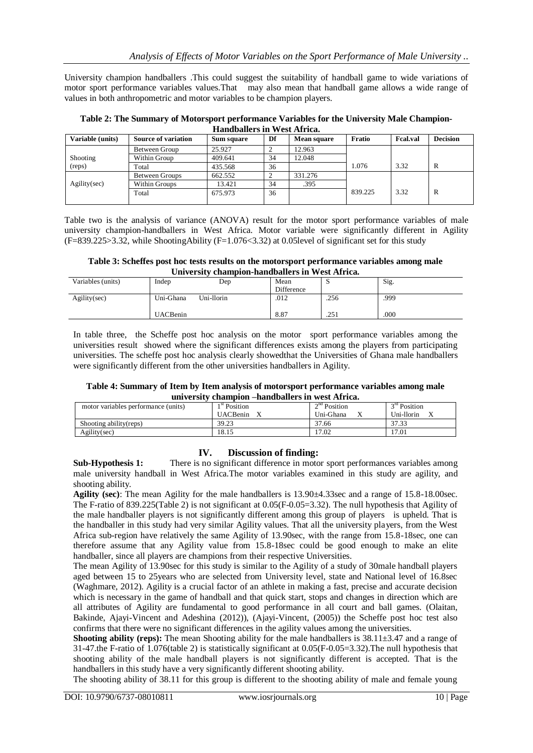University champion handballers .This could suggest the suitability of handball game to wide variations of motor sport performance variables values.That may also mean that handball game allows a wide range of values in both anthropometric and motor variables to be champion players.

**Table 2: The Summary of Motorsport performance Variables for the University Male Champion-Handballers in West Africa.**

| Variable (units) | Source of variation | Sum square | Df | Mean square | Fratio | Fcal.val | Decision |
|---|---|---|---|---|---|---|---|
| Shooting (reps) | Between Group | 25.927 | 2 | 12.963 | | | |
| | Within Group | 409.641 | 34 | 12.048 | | | |
| | Total | 435.568 | 36 | | 1.076 | 3.32 | R |
| Agility(sec) | Between Groups | 662.552 | 2 | 331.276 | | | |
| | Within Groups | 13.421 | 34 | .395 | | | |
| | Total | 675.973 | 36 | | 839.225 | 3.32 | R |

Table two is the analysis of variance (ANOVA) result for the motor sport performance variables of male university champion-handballers in West Africa. Motor variable were significantly different in Agility (F=839.225>3.32, while ShootingAbility (F=1.076<3.32) at 0.05level of significant set for this study

**Table 3: Scheffes post hoc tests results on the motorsport performance variables among male University champion-handballers in West Africa.**

| Variables (units) | Indep | Dep | Mean Difference | S | Sig. |
|---|---|---|---|---|---|
| Agility(sec) | Uni-Ghana | Uni-llorin | .012 | .256 | .999 |
| | UACBenin | | 8.87 | .251 | .000 |

In table three, the Scheffe post hoc analysis on the motor sport performance variables among the universities result showed where the significant differences exists among the players from participating universities. The scheffe post hoc analysis clearly showedthat the Universities of Ghana male handballers were significantly different from the other universities handballers in Agility.

**Table 4: Summary of Item by Item analysis of motorsport performance variables among male university champion –handballers in west Africa.**

| motor variables performance (units) | 1st Position UACBenin X | 2nd Position Uni-Ghana X | 3rd Position Uni-llorin X |
|---|---|---|---|
| Shooting ability(reps) | 39.23 | 37.66 | 37.33 |
| Agility(sec) | 18.15 | 17.02 | 17.01 |

## IV. Discussion of finding:

**Sub-Hypothesis 1:** There is no significant difference in motor sport performances variables among male university handball in West Africa.The motor variables examined in this study are agility, and shooting ability.

**Agility (sec)**: The mean Agility for the male handballers is 13.90±4.33sec and a range of 15.8-18.00sec. The F-ratio of 839.225(Table 2) is not significant at 0.05(F-0.05=3.32). The null hypothesis that Agility of the male handballer players is not significantly different among this group of players is upheld. That is the handballer in this study had very similar Agility values. That all the university players, from the West Africa sub-region have relatively the same Agility of 13.90sec, with the range from 15.8-18sec, one can therefore assume that any Agility value from 15.8-18sec could be good enough to make an elite handballer, since all players are champions from their respective Universities.

The mean Agility of 13.90sec for this study is similar to the Agility of a study of 30male handball players aged between 15 to 25years who are selected from University level, state and National level of 16.8sec (Waghmare, 2012). Agility is a crucial factor of an athlete in making a fast, precise and accurate decision which is necessary in the game of handball and that quick start, stops and changes in direction which are all attributes of Agility are fundamental to good performance in all court and ball games. (Olaitan, Bakinde, Ajayi-Vincent and Adeshina (2012)), (Ajayi-Vincent, (2005)) the Scheffe post hoc test also confirms that there were no significant differences in the agility values among the universities.

**Shooting ability (reps):** The mean Shooting ability for the male handballers is 38.11±3.47 and a range of 31-47.the F-ratio of 1.076(table 2) is statistically significant at 0.05(F-0.05=3.32).The null hypothesis that shooting ability of the male handball players is not significantly different is accepted. That is the handballers in this study have a very significantly different shooting ability.

The shooting ability of 38.11 for this group is different to the shooting ability of male and female young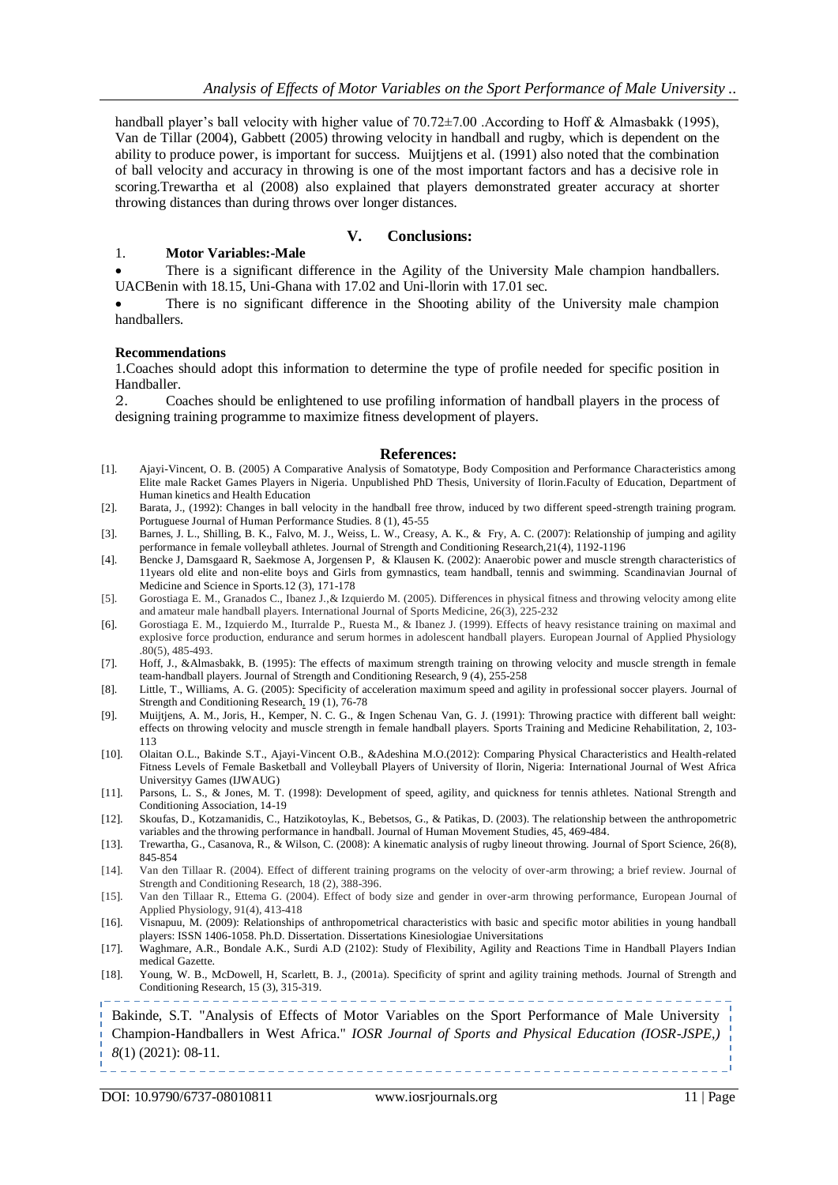handball player's ball velocity with higher value of 70.72±7.00 .According to Hoff & Almasbakk (1995), Van de Tillar (2004), Gabbett (2005) throwing velocity in handball and rugby, which is dependent on the ability to produce power, is important for success. Muijtjens et al. (1991) also noted that the combination of ball velocity and accuracy in throwing is one of the most important factors and has a decisive role in scoring.Trewartha et al (2008) also explained that players demonstrated greater accuracy at shorter throwing distances than during throws over longer distances.

## V. Conclusions:

1. **Motor Variables:-Male**

- There is a significant difference in the Agility of the University Male champion handballers. UACBenin with 18.15, Uni-Ghana with 17.02 and Uni-llorin with 17.01 sec.
- There is no significant difference in the Shooting ability of the University male champion handballers.

### Recommendations

1.Coaches should adopt this information to determine the type of profile needed for specific position in Handballer.

2. Coaches should be enlightened to use profiling information of handball players in the process of designing training programme to maximize fitness development of players.

## References:

[1]. Ajayi-Vincent, O. B. (2005) A Comparative Analysis of Somatotype, Body Composition and Performance Characteristics among Elite male Racket Games Players in Nigeria. Unpublished PhD Thesis, University of Ilorin.Faculty of Education, Department of Human kinetics and Health Education

[2]. Barata, J., (1992): Changes in ball velocity in the handball free throw, induced by two different speed-strength training program. Portuguese Journal of Human Performance Studies. 8 (1), 45-55

[3]. Barnes, J. L., Shilling, B. K., Falvo, M. J., Weiss, L. W., Creasy, A. K., & Fry, A. C. (2007): Relationship of jumping and agility performance in female volleyball athletes. Journal of Strength and Conditioning Research,21(4), 1192-1196

[4]. Bencke J, Damsgaard R, Saekmose A, Jorgensen P, & Klausen K. (2002): Anaerobic power and muscle strength characteristics of 11years old elite and non-elite boys and Girls from gymnastics, team handball, tennis and swimming. Scandinavian Journal of Medicine and Science in Sports.12 (3), 171-178

[5]. Gorostiaga E. M., Granados C., Ibanez J.,& Izquierdo M. (2005). Differences in physical fitness and throwing velocity among elite and amateur male handball players. International Journal of Sports Medicine, 26(3), 225-232

[6]. Gorostiaga E. M., Izquierdo M., Iturralde P., Ruesta M., & Ibanez J. (1999). Effects of heavy resistance training on maximal and explosive force production, endurance and serum hormes in adolescent handball players. European Journal of Applied Physiology .80(5), 485-493.

[7]. Hoff, J., &Almasbakk, B. (1995): The effects of maximum strength training on throwing velocity and muscle strength in female team-handball players. Journal of Strength and Conditioning Research, 9 (4), 255-258

[8]. Little, T., Williams, A. G. (2005): Specificity of acceleration maximum speed and agility in professional soccer players. Journal of Strength and Conditioning Research, 19 (1), 76-78

[9]. Muijtjens, A. M., Joris, H., Kemper, N. C. G., & Ingen Schenau Van, G. J. (1991): Throwing practice with different ball weight: effects on throwing velocity and muscle strength in female handball players. Sports Training and Medicine Rehabilitation, 2, 103-113

[10]. Olaitan O.L., Bakinde S.T., Ajayi-Vincent O.B., &Adeshina M.O.(2012): Comparing Physical Characteristics and Health-related Fitness Levels of Female Basketball and Volleyball Players of University of Ilorin, Nigeria: International Journal of West Africa Universityy Games (IJWAUG)

[11]. Parsons, L. S., & Jones, M. T. (1998): Development of speed, agility, and quickness for tennis athletes. National Strength and Conditioning Association, 14-19

[12]. Skoufas, D., Kotzamanidis, C., Hatzikotoylas, K., Bebetsos, G., & Patikas, D. (2003). The relationship between the anthropometric variables and the throwing performance in handball. Journal of Human Movement Studies, 45, 469-484.

[13]. Trewartha, G., Casanova, R., & Wilson, C. (2008): A kinematic analysis of rugby lineout throwing. Journal of Sport Science, 26(8), 845-854

[14]. Van den Tillaar R. (2004). Effect of different training programs on the velocity of over-arm throwing; a brief review. Journal of Strength and Conditioning Research, 18 (2), 388-396.

[15]. Van den Tillaar R., Ettema G. (2004). Effect of body size and gender in over-arm throwing performance, European Journal of Applied Physiology, 91(4), 413-418

[16]. Visnapuu, M. (2009): Relationships of anthropometrical characteristics with basic and specific motor abilities in young handball players: ISSN 1406-1058. Ph.D. Dissertation. Dissertations Kinesiologiae Universitations

[17]. Waghmare, A.R., Bondale A.K., Surdi A.D (2102): Study of Flexibility, Agility and Reactions Time in Handball Players Indian medical Gazette.

[18]. Young, W. B., McDowell, H, Scarlett, B. J., (2001a). Specificity of sprint and agility training methods. Journal of Strength and Conditioning Research, 15 (3), 315-319.

Bakinde, S.T. "Analysis of Effects of Motor Variables on the Sport Performance of Male University Champion-Handballers in West Africa." *IOSR Journal of Sports and Physical Education (IOSR-JSPE,) 8*(1) (2021): 08-11.